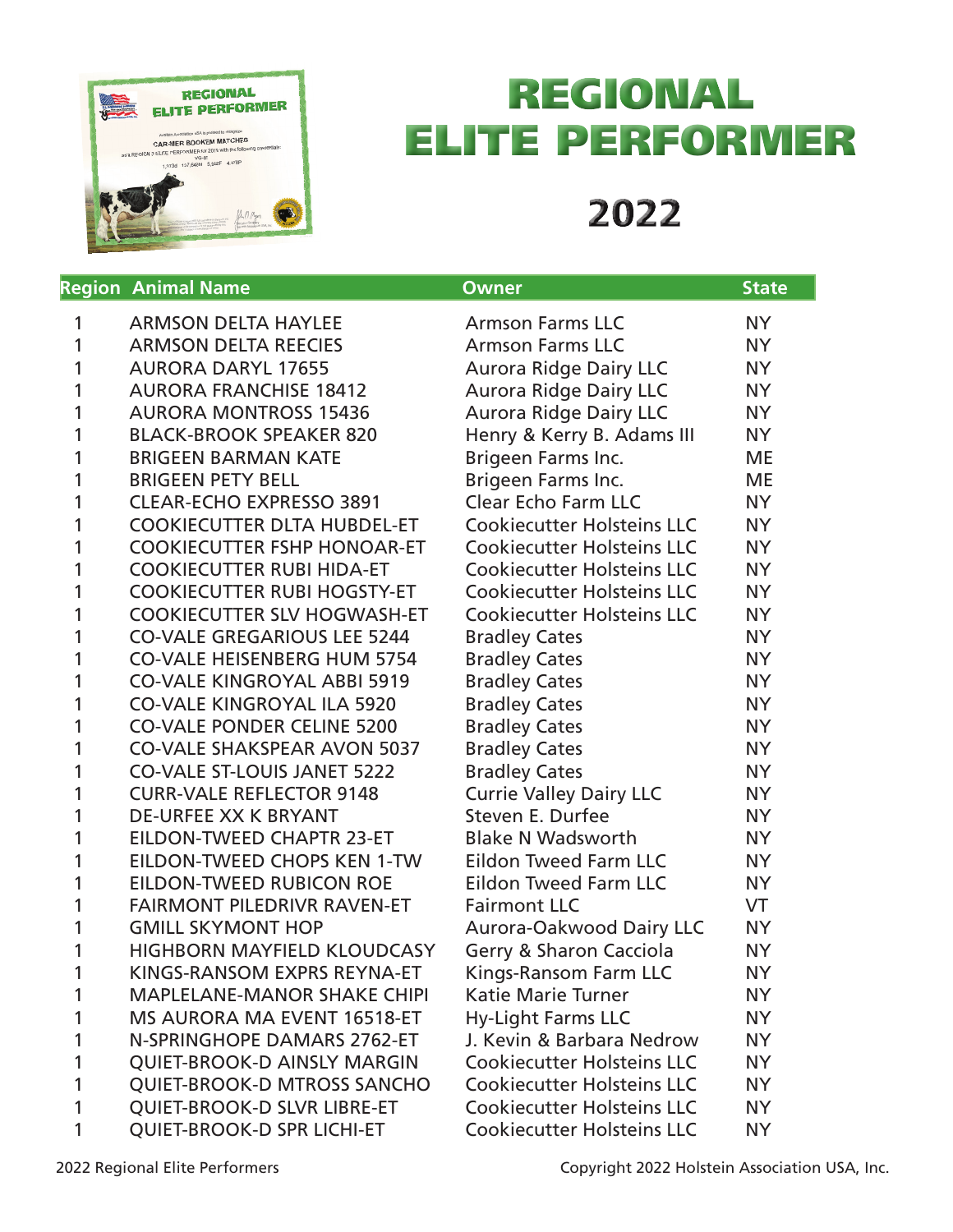# REGIONAL ELITE PERFORMER

## 2022

| Region | Animal Name | Owner | State |
|---|---|---|---|
| 1 | ARMSON DELTA HAYLEE | Armson Farms LLC | NY |
| 1 | ARMSON DELTA REECIES | Armson Farms LLC | NY |
| 1 | AURORA DARYL 17655 | Aurora Ridge Dairy LLC | NY |
| 1 | AURORA FRANCHISE 18412 | Aurora Ridge Dairy LLC | NY |
| 1 | AURORA MONTROSS 15436 | Aurora Ridge Dairy LLC | NY |
| 1 | BLACK-BROOK SPEAKER 820 | Henry & Kerry B. Adams III | NY |
| 1 | BRIGEEN BARMAN KATE | Brigeen Farms Inc. | ME |
| 1 | BRIGEEN PETY BELL | Brigeen Farms Inc. | ME |
| 1 | CLEAR-ECHO EXPRESSO 3891 | Clear Echo Farm LLC | NY |
| 1 | COOKIECUTTER DLTA HUBDEL-ET | Cookiecutter Holsteins LLC | NY |
| 1 | COOKIECUTTER FSHP HONOAR-ET | Cookiecutter Holsteins LLC | NY |
| 1 | COOKIECUTTER RUBI HIDA-ET | Cookiecutter Holsteins LLC | NY |
| 1 | COOKIECUTTER RUBI HOGSTY-ET | Cookiecutter Holsteins LLC | NY |
| 1 | COOKIECUTTER SLV HOGWASH-ET | Cookiecutter Holsteins LLC | NY |
| 1 | CO-VALE GREGARIOUS LEE 5244 | Bradley Cates | NY |
| 1 | CO-VALE HEISENBERG HUM 5754 | Bradley Cates | NY |
| 1 | CO-VALE KINGROYAL ABBI 5919 | Bradley Cates | NY |
| 1 | CO-VALE KINGROYAL ILA 5920 | Bradley Cates | NY |
| 1 | CO-VALE PONDER CELINE 5200 | Bradley Cates | NY |
| 1 | CO-VALE SHAKSPEAR AVON 5037 | Bradley Cates | NY |
| 1 | CO-VALE ST-LOUIS JANET 5222 | Bradley Cates | NY |
| 1 | CURR-VALE REFLECTOR 9148 | Currie Valley Dairy LLC | NY |
| 1 | DE-URFEE XX K BRYANT | Steven E. Durfee | NY |
| 1 | EILDON-TWEED CHAPTR 23-ET | Blake N Wadsworth | NY |
| 1 | EILDON-TWEED CHOPS KEN 1-TW | Eildon Tweed Farm LLC | NY |
| 1 | EILDON-TWEED RUBICON ROE | Eildon Tweed Farm LLC | NY |
| 1 | FAIRMONT PILEDRIVR RAVEN-ET | Fairmont LLC | VT |
| 1 | GMILL SKYMONT HOP | Aurora-Oakwood Dairy LLC | NY |
| 1 | HIGHBORN MAYFIELD KLOUDCASY | Gerry & Sharon Cacciola | NY |
| 1 | KINGS-RANSOM EXPRS REYNA-ET | Kings-Ransom Farm LLC | NY |
| 1 | MAPLELANE-MANOR SHAKE CHIPI | Katie Marie Turner | NY |
| 1 | MS AURORA MA EVENT 16518-ET | Hy-Light Farms LLC | NY |
| 1 | N-SPRINGHOPE DAMARS 2762-ET | J. Kevin & Barbara Nedrow | NY |
| 1 | QUIET-BROOK-D AINSLY MARGIN | Cookiecutter Holsteins LLC | NY |
| 1 | QUIET-BROOK-D MTROSS SANCHO | Cookiecutter Holsteins LLC | NY |
| 1 | QUIET-BROOK-D SLVR LIBRE-ET | Cookiecutter Holsteins LLC | NY |
| 1 | QUIET-BROOK-D SPR LICHI-ET | Cookiecutter Holsteins LLC | NY |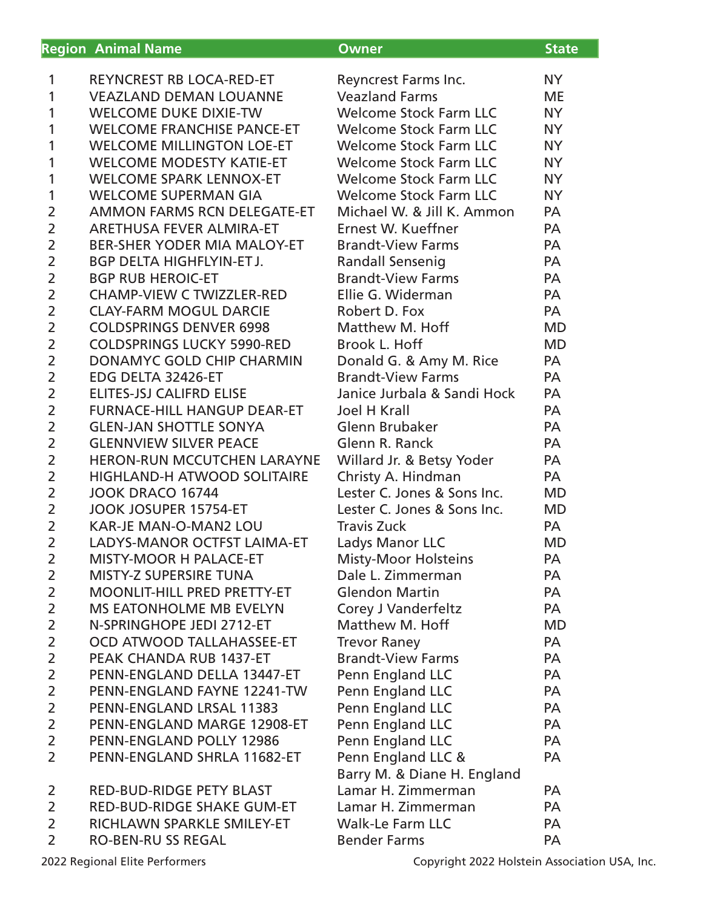| Region | Animal Name | Owner | State |
|---|---|---|---|
| 1 | REYNCREST RB LOCA-RED-ET | Reyncrest Farms Inc. | NY |
| 1 | VEAZLAND DEMAN LOUANNE | Veazland Farms | ME |
| 1 | WELCOME DUKE DIXIE-TW | Welcome Stock Farm LLC | NY |
| 1 | WELCOME FRANCHISE PANCE-ET | Welcome Stock Farm LLC | NY |
| 1 | WELCOME MILLINGTON LOE-ET | Welcome Stock Farm LLC | NY |
| 1 | WELCOME MODESTY KATIE-ET | Welcome Stock Farm LLC | NY |
| 1 | WELCOME SPARK LENNOX-ET | Welcome Stock Farm LLC | NY |
| 1 | WELCOME SUPERMAN GIA | Welcome Stock Farm LLC | NY |
| 2 | AMMON FARMS RCN DELEGATE-ET | Michael W. & Jill K. Ammon | PA |
| 2 | ARETHUSA FEVER ALMIRA-ET | Ernest W. Kueffner | PA |
| 2 | BER-SHER YODER MIA MALOY-ET | Brandt-View Farms | PA |
| 2 | BGP DELTA HIGHFLYIN-ET J. | Randall Sensenig | PA |
| 2 | BGP RUB HEROIC-ET | Brandt-View Farms | PA |
| 2 | CHAMP-VIEW C TWIZZLER-RED | Ellie G. Widerman | PA |
| 2 | CLAY-FARM MOGUL DARCIE | Robert D. Fox | PA |
| 2 | COLDSPRINGS DENVER 6998 | Matthew M. Hoff | MD |
| 2 | COLDSPRINGS LUCKY 5990-RED | Brook L. Hoff | MD |
| 2 | DONAMYC GOLD CHIP CHARMIN | Donald G. & Amy M. Rice | PA |
| 2 | EDG DELTA 32426-ET | Brandt-View Farms | PA |
| 2 | ELITES-JSJ CALIFRD ELISE | Janice Jurbala & Sandi Hock | PA |
| 2 | FURNACE-HILL HANGUP DEAR-ET | Joel H Krall | PA |
| 2 | GLEN-JAN SHOTTLE SONYA | Glenn Brubaker | PA |
| 2 | GLENNVIEW SILVER PEACE | Glenn R. Ranck | PA |
| 2 | HERON-RUN MCCUTCHEN LARAYNE | Willard Jr. & Betsy Yoder | PA |
| 2 | HIGHLAND-H ATWOOD SOLITAIRE | Christy A. Hindman | PA |
| 2 | JOOK DRACO 16744 | Lester C. Jones & Sons Inc. | MD |
| 2 | JOOK JOSUPER 15754-ET | Lester C. Jones & Sons Inc. | MD |
| 2 | KAR-JE MAN-O-MAN2 LOU | Travis Zuck | PA |
| 2 | LADYS-MANOR OCTFST LAIMA-ET | Ladys Manor LLC | MD |
| 2 | MISTY-MOOR H PALACE-ET | Misty-Moor Holsteins | PA |
| 2 | MISTY-Z SUPERSIRE TUNA | Dale L. Zimmerman | PA |
| 2 | MOONLIT-HILL PRED PRETTY-ET | Glendon Martin | PA |
| 2 | MS EATONHOLME MB EVELYN | Corey J Vanderfeltz | PA |
| 2 | N-SPRINGHOPE JEDI 2712-ET | Matthew M. Hoff | MD |
| 2 | OCD ATWOOD TALLAHASSEE-ET | Trevor Raney | PA |
| 2 | PEAK CHANDA RUB 1437-ET | Brandt-View Farms | PA |
| 2 | PENN-ENGLAND DELLA 13447-ET | Penn England LLC | PA |
| 2 | PENN-ENGLAND FAYNE 12241-TW | Penn England LLC | PA |
| 2 | PENN-ENGLAND LRSAL 11383 | Penn England LLC | PA |
| 2 | PENN-ENGLAND MARGE 12908-ET | Penn England LLC | PA |
| 2 | PENN-ENGLAND POLLY 12986 | Penn England LLC | PA |
| 2 | PENN-ENGLAND SHRLA 11682-ET | Penn England LLC & Barry M. & Diane H. England | PA |
| 2 | RED-BUD-RIDGE PETY BLAST | Lamar H. Zimmerman | PA |
| 2 | RED-BUD-RIDGE SHAKE GUM-ET | Lamar H. Zimmerman | PA |
| 2 | RICHLAWN SPARKLE SMILEY-ET | Walk-Le Farm LLC | PA |
| 2 | RO-BEN-RU SS REGAL | Bender Farms | PA |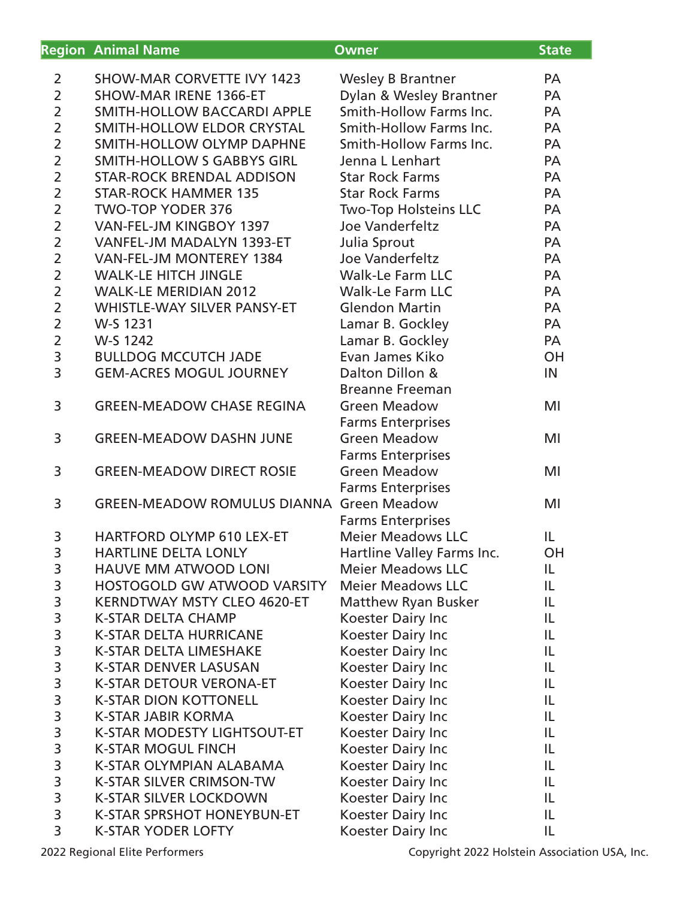| Region | Animal Name | Owner | State |
|---|---|---|---|
| 2 | SHOW-MAR CORVETTE IVY 1423 | Wesley B Brantner | PA |
| 2 | SHOW-MAR IRENE 1366-ET | Dylan & Wesley Brantner | PA |
| 2 | SMITH-HOLLOW BACCARDI APPLE | Smith-Hollow Farms Inc. | PA |
| 2 | SMITH-HOLLOW ELDOR CRYSTAL | Smith-Hollow Farms Inc. | PA |
| 2 | SMITH-HOLLOW OLYMP DAPHNE | Smith-Hollow Farms Inc. | PA |
| 2 | SMITH-HOLLOW S GABBYS GIRL | Jenna L Lenhart | PA |
| 2 | STAR-ROCK BRENDAL ADDISON | Star Rock Farms | PA |
| 2 | STAR-ROCK HAMMER 135 | Star Rock Farms | PA |
| 2 | TWO-TOP YODER 376 | Two-Top Holsteins LLC | PA |
| 2 | VAN-FEL-JM KINGBOY 1397 | Joe Vanderfeltz | PA |
| 2 | VANFEL-JM MADALYN 1393-ET | Julia Sprout | PA |
| 2 | VAN-FEL-JM MONTEREY 1384 | Joe Vanderfeltz | PA |
| 2 | WALK-LE HITCH JINGLE | Walk-Le Farm LLC | PA |
| 2 | WALK-LE MERIDIAN 2012 | Walk-Le Farm LLC | PA |
| 2 | WHISTLE-WAY SILVER PANSY-ET | Glendon Martin | PA |
| 2 | W-S 1231 | Lamar B. Gockley | PA |
| 2 | W-S 1242 | Lamar B. Gockley | PA |
| 3 | BULLDOG MCCUTCH JADE | Evan James Kiko | OH |
| 3 | GEM-ACRES MOGUL JOURNEY | Dalton Dillon & Breanne Freeman | IN |
| 3 | GREEN-MEADOW CHASE REGINA | Green Meadow Farms Enterprises | MI |
| 3 | GREEN-MEADOW DASHN JUNE | Green Meadow Farms Enterprises | MI |
| 3 | GREEN-MEADOW DIRECT ROSIE | Green Meadow Farms Enterprises | MI |
| 3 | GREEN-MEADOW ROMULUS DIANNA | Green Meadow Farms Enterprises | MI |
| 3 | HARTFORD OLYMP 610 LEX-ET | Meier Meadows LLC | IL |
| 3 | HARTLINE DELTA LONLY | Hartline Valley Farms Inc. | OH |
| 3 | HAUVE MM ATWOOD LONI | Meier Meadows LLC | IL |
| 3 | HOSTOGOLD GW ATWOOD VARSITY | Meier Meadows LLC | IL |
| 3 | KERNDTWAY MSTY CLEO 4620-ET | Matthew Ryan Busker | IL |
| 3 | K-STAR DELTA CHAMP | Koester Dairy Inc | IL |
| 3 | K-STAR DELTA HURRICANE | Koester Dairy Inc | IL |
| 3 | K-STAR DELTA LIMESHAKE | Koester Dairy Inc | IL |
| 3 | K-STAR DENVER LASUSAN | Koester Dairy Inc | IL |
| 3 | K-STAR DETOUR VERONA-ET | Koester Dairy Inc | IL |
| 3 | K-STAR DION KOTTONELL | Koester Dairy Inc | IL |
| 3 | K-STAR JABIR KORMA | Koester Dairy Inc | IL |
| 3 | K-STAR MODESTY LIGHTSOUT-ET | Koester Dairy Inc | IL |
| 3 | K-STAR MOGUL FINCH | Koester Dairy Inc | IL |
| 3 | K-STAR OLYMPIAN ALABAMA | Koester Dairy Inc | IL |
| 3 | K-STAR SILVER CRIMSON-TW | Koester Dairy Inc | IL |
| 3 | K-STAR SILVER LOCKDOWN | Koester Dairy Inc | IL |
| 3 | K-STAR SPRSHOT HONEYBUN-ET | Koester Dairy Inc | IL |
| 3 | K-STAR YODER LOFTY | Koester Dairy Inc | IL |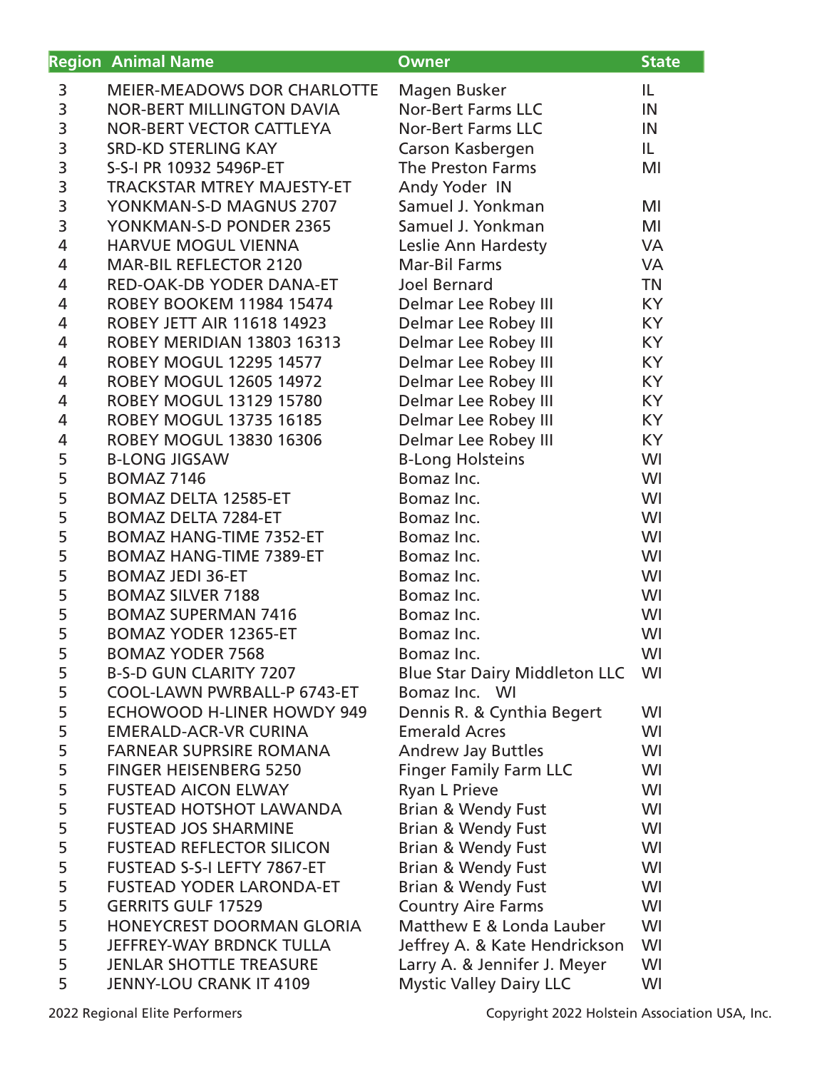| Region | Animal Name | Owner | State |
|---|---|---|---|
| 3 | MEIER-MEADOWS DOR CHARLOTTE | Magen Busker | IL |
| 3 | NOR-BERT MILLINGTON DAVIA | Nor-Bert Farms LLC | IN |
| 3 | NOR-BERT VECTOR CATTLEYA | Nor-Bert Farms LLC | IN |
| 3 | SRD-KD STERLING KAY | Carson Kasbergen | IL |
| 3 | S-S-I PR 10932 5496P-ET | The Preston Farms | MI |
| 3 | TRACKSTAR MTREY MAJESTY-ET | Andy Yoder IN | |
| 3 | YONKMAN-S-D MAGNUS 2707 | Samuel J. Yonkman | MI |
| 3 | YONKMAN-S-D PONDER 2365 | Samuel J. Yonkman | MI |
| 4 | HARVUE MOGUL VIENNA | Leslie Ann Hardesty | VA |
| 4 | MAR-BIL REFLECTOR 2120 | Mar-Bil Farms | VA |
| 4 | RED-OAK-DB YODER DANA-ET | Joel Bernard | TN |
| 4 | ROBEY BOOKEM 11984 15474 | Delmar Lee Robey III | KY |
| 4 | ROBEY JETT AIR 11618 14923 | Delmar Lee Robey III | KY |
| 4 | ROBEY MERIDIAN 13803 16313 | Delmar Lee Robey III | KY |
| 4 | ROBEY MOGUL 12295 14577 | Delmar Lee Robey III | KY |
| 4 | ROBEY MOGUL 12605 14972 | Delmar Lee Robey III | KY |
| 4 | ROBEY MOGUL 13129 15780 | Delmar Lee Robey III | KY |
| 4 | ROBEY MOGUL 13735 16185 | Delmar Lee Robey III | KY |
| 4 | ROBEY MOGUL 13830 16306 | Delmar Lee Robey III | KY |
| 5 | B-LONG JIGSAW | B-Long Holsteins | WI |
| 5 | BOMAZ 7146 | Bomaz Inc. | WI |
| 5 | BOMAZ DELTA 12585-ET | Bomaz Inc. | WI |
| 5 | BOMAZ DELTA 7284-ET | Bomaz Inc. | WI |
| 5 | BOMAZ HANG-TIME 7352-ET | Bomaz Inc. | WI |
| 5 | BOMAZ HANG-TIME 7389-ET | Bomaz Inc. | WI |
| 5 | BOMAZ JEDI 36-ET | Bomaz Inc. | WI |
| 5 | BOMAZ SILVER 7188 | Bomaz Inc. | WI |
| 5 | BOMAZ SUPERMAN 7416 | Bomaz Inc. | WI |
| 5 | BOMAZ YODER 12365-ET | Bomaz Inc. | WI |
| 5 | BOMAZ YODER 7568 | Bomaz Inc. | WI |
| 5 | B-S-D GUN CLARITY 7207 | Blue Star Dairy Middleton LLC | WI |
| 5 | COOL-LAWN PWRBALL-P 6743-ET | Bomaz Inc. WI | |
| 5 | ECHOWOOD H-LINER HOWDY 949 | Dennis R. & Cynthia Begert | WI |
| 5 | EMERALD-ACR-VR CURINA | Emerald Acres | WI |
| 5 | FARNEAR SUPRSIRE ROMANA | Andrew Jay Buttles | WI |
| 5 | FINGER HEISENBERG 5250 | Finger Family Farm LLC | WI |
| 5 | FUSTEAD AICON ELWAY | Ryan L Prieve | WI |
| 5 | FUSTEAD HOTSHOT LAWANDA | Brian & Wendy Fust | WI |
| 5 | FUSTEAD JOS SHARMINE | Brian & Wendy Fust | WI |
| 5 | FUSTEAD REFLECTOR SILICON | Brian & Wendy Fust | WI |
| 5 | FUSTEAD S-S-I LEFTY 7867-ET | Brian & Wendy Fust | WI |
| 5 | FUSTEAD YODER LARONDA-ET | Brian & Wendy Fust | WI |
| 5 | GERRITS GULF 17529 | Country Aire Farms | WI |
| 5 | HONEYCREST DOORMAN GLORIA | Matthew E & Londa Lauber | WI |
| 5 | JEFFREY-WAY BRDNCK TULLA | Jeffrey A. & Kate Hendrickson | WI |
| 5 | JENLAR SHOTTLE TREASURE | Larry A. & Jennifer J. Meyer | WI |
| 5 | JENNY-LOU CRANK IT 4109 | Mystic Valley Dairy LLC | WI |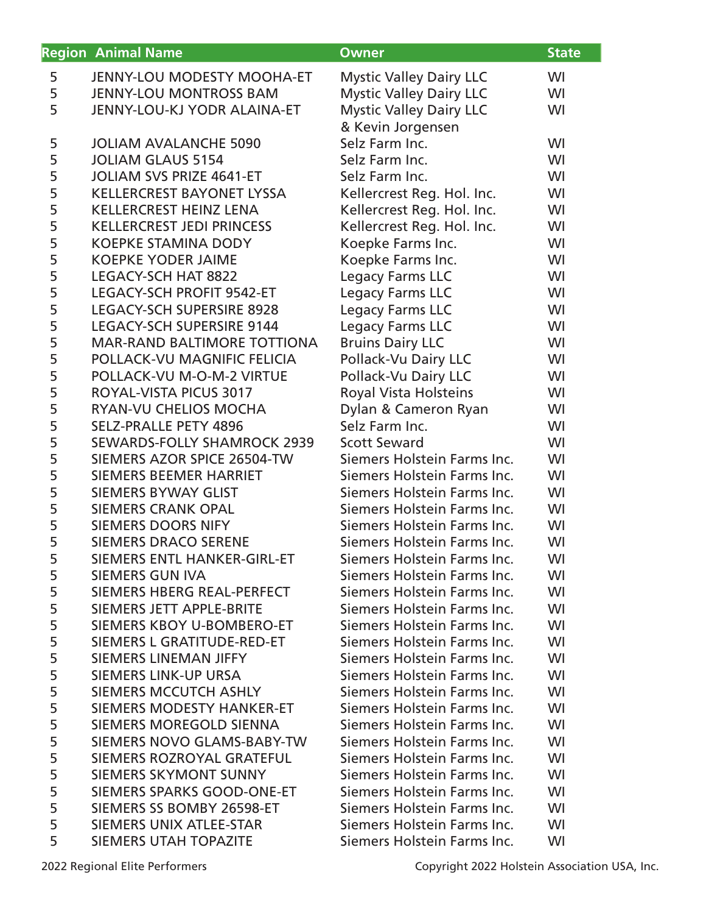| Region | Animal Name | Owner | State |
|---|---|---|---|
| 5 | JENNY-LOU MODESTY MOOHA-ET | Mystic Valley Dairy LLC | WI |
| 5 | JENNY-LOU MONTROSS BAM | Mystic Valley Dairy LLC | WI |
| 5 | JENNY-LOU-KJ YODR ALAINA-ET | Mystic Valley Dairy LLC & Kevin Jorgensen | WI |
| 5 | JOLIAM AVALANCHE 5090 | Selz Farm Inc. | WI |
| 5 | JOLIAM GLAUS 5154 | Selz Farm Inc. | WI |
| 5 | JOLIAM SVS PRIZE 4641-ET | Selz Farm Inc. | WI |
| 5 | KELLERCREST BAYONET LYSSA | Kellercrest Reg. Hol. Inc. | WI |
| 5 | KELLERCREST HEINZ LENA | Kellercrest Reg. Hol. Inc. | WI |
| 5 | KELLERCREST JEDI PRINCESS | Kellercrest Reg. Hol. Inc. | WI |
| 5 | KOEPKE STAMINA DODY | Koepke Farms Inc. | WI |
| 5 | KOEPKE YODER JAIME | Koepke Farms Inc. | WI |
| 5 | LEGACY-SCH HAT 8822 | Legacy Farms LLC | WI |
| 5 | LEGACY-SCH PROFIT 9542-ET | Legacy Farms LLC | WI |
| 5 | LEGACY-SCH SUPERSIRE 8928 | Legacy Farms LLC | WI |
| 5 | LEGACY-SCH SUPERSIRE 9144 | Legacy Farms LLC | WI |
| 5 | MAR-RAND BALTIMORE TOTTIONA | Bruins Dairy LLC | WI |
| 5 | POLLACK-VU MAGNIFIC FELICIA | Pollack-Vu Dairy LLC | WI |
| 5 | POLLACK-VU M-O-M-2 VIRTUE | Pollack-Vu Dairy LLC | WI |
| 5 | ROYAL-VISTA PICUS 3017 | Royal Vista Holsteins | WI |
| 5 | RYAN-VU CHELIOS MOCHA | Dylan & Cameron Ryan | WI |
| 5 | SELZ-PRALLE PETY 4896 | Selz Farm Inc. | WI |
| 5 | SEWARDS-FOLLY SHAMROCK 2939 | Scott Seward | WI |
| 5 | SIEMERS AZOR SPICE 26504-TW | Siemers Holstein Farms Inc. | WI |
| 5 | SIEMERS BEEMER HARRIET | Siemers Holstein Farms Inc. | WI |
| 5 | SIEMERS BYWAY GLIST | Siemers Holstein Farms Inc. | WI |
| 5 | SIEMERS CRANK OPAL | Siemers Holstein Farms Inc. | WI |
| 5 | SIEMERS DOORS NIFY | Siemers Holstein Farms Inc. | WI |
| 5 | SIEMERS DRACO SERENE | Siemers Holstein Farms Inc. | WI |
| 5 | SIEMERS ENTL HANKER-GIRL-ET | Siemers Holstein Farms Inc. | WI |
| 5 | SIEMERS GUN IVA | Siemers Holstein Farms Inc. | WI |
| 5 | SIEMERS HBERG REAL-PERFECT | Siemers Holstein Farms Inc. | WI |
| 5 | SIEMERS JETT APPLE-BRITE | Siemers Holstein Farms Inc. | WI |
| 5 | SIEMERS KBOY U-BOMBERO-ET | Siemers Holstein Farms Inc. | WI |
| 5 | SIEMERS L GRATITUDE-RED-ET | Siemers Holstein Farms Inc. | WI |
| 5 | SIEMERS LINEMAN JIFFY | Siemers Holstein Farms Inc. | WI |
| 5 | SIEMERS LINK-UP URSA | Siemers Holstein Farms Inc. | WI |
| 5 | SIEMERS MCCUTCH ASHLY | Siemers Holstein Farms Inc. | WI |
| 5 | SIEMERS MODESTY HANKER-ET | Siemers Holstein Farms Inc. | WI |
| 5 | SIEMERS MOREGOLD SIENNA | Siemers Holstein Farms Inc. | WI |
| 5 | SIEMERS NOVO GLAMS-BABY-TW | Siemers Holstein Farms Inc. | WI |
| 5 | SIEMERS ROZROYAL GRATEFUL | Siemers Holstein Farms Inc. | WI |
| 5 | SIEMERS SKYMONT SUNNY | Siemers Holstein Farms Inc. | WI |
| 5 | SIEMERS SPARKS GOOD-ONE-ET | Siemers Holstein Farms Inc. | WI |
| 5 | SIEMERS SS BOMBY 26598-ET | Siemers Holstein Farms Inc. | WI |
| 5 | SIEMERS UNIX ATLEE-STAR | Siemers Holstein Farms Inc. | WI |
| 5 | SIEMERS UTAH TOPAZITE | Siemers Holstein Farms Inc. | WI |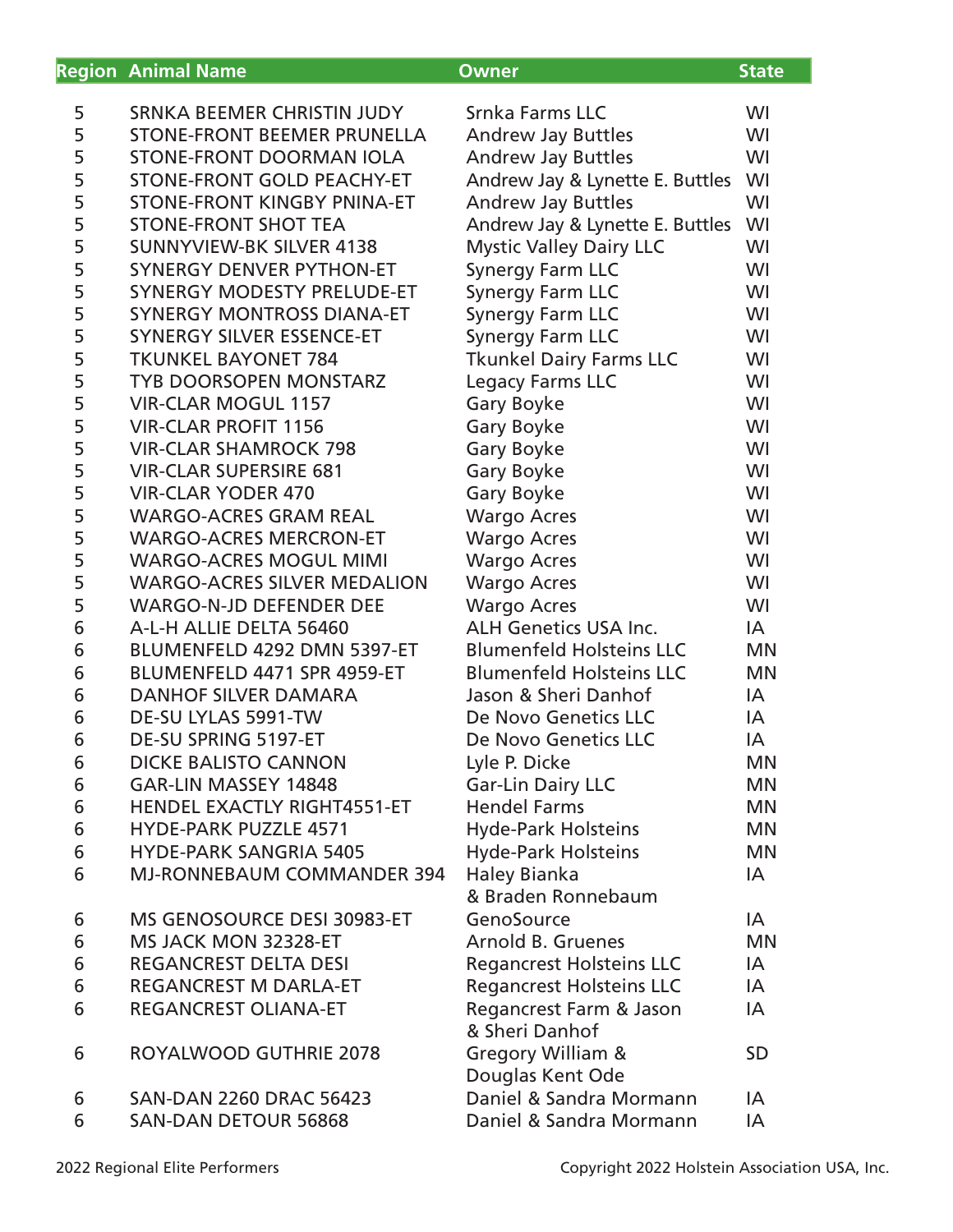| Region | Animal Name | Owner | State |
|---|---|---|---|
| 5 | SRNKA BEEMER CHRISTIN JUDY | Srnka Farms LLC | WI |
| 5 | STONE-FRONT BEEMER PRUNELLA | Andrew Jay Buttles | WI |
| 5 | STONE-FRONT DOORMAN IOLA | Andrew Jay Buttles | WI |
| 5 | STONE-FRONT GOLD PEACHY-ET | Andrew Jay & Lynette E. Buttles | WI |
| 5 | STONE-FRONT KINGBY PNINA-ET | Andrew Jay Buttles | WI |
| 5 | STONE-FRONT SHOT TEA | Andrew Jay & Lynette E. Buttles | WI |
| 5 | SUNNYVIEW-BK SILVER 4138 | Mystic Valley Dairy LLC | WI |
| 5 | SYNERGY DENVER PYTHON-ET | Synergy Farm LLC | WI |
| 5 | SYNERGY MODESTY PRELUDE-ET | Synergy Farm LLC | WI |
| 5 | SYNERGY MONTROSS DIANA-ET | Synergy Farm LLC | WI |
| 5 | SYNERGY SILVER ESSENCE-ET | Synergy Farm LLC | WI |
| 5 | TKUNKEL BAYONET 784 | Tkunkel Dairy Farms LLC | WI |
| 5 | TYB DOORSOPEN MONSTARZ | Legacy Farms LLC | WI |
| 5 | VIR-CLAR MOGUL 1157 | Gary Boyke | WI |
| 5 | VIR-CLAR PROFIT 1156 | Gary Boyke | WI |
| 5 | VIR-CLAR SHAMROCK 798 | Gary Boyke | WI |
| 5 | VIR-CLAR SUPERSIRE 681 | Gary Boyke | WI |
| 5 | VIR-CLAR YODER 470 | Gary Boyke | WI |
| 5 | WARGO-ACRES GRAM REAL | Wargo Acres | WI |
| 5 | WARGO-ACRES MERCRON-ET | Wargo Acres | WI |
| 5 | WARGO-ACRES MOGUL MIMI | Wargo Acres | WI |
| 5 | WARGO-ACRES SILVER MEDALION | Wargo Acres | WI |
| 5 | WARGO-N-JD DEFENDER DEE | Wargo Acres | WI |
| 6 | A-L-H ALLIE DELTA 56460 | ALH Genetics USA Inc. | IA |
| 6 | BLUMENFELD 4292 DMN 5397-ET | Blumenfeld Holsteins LLC | MN |
| 6 | BLUMENFELD 4471 SPR 4959-ET | Blumenfeld Holsteins LLC | MN |
| 6 | DANHOF SILVER DAMARA | Jason & Sheri Danhof | IA |
| 6 | DE-SU LYLAS 5991-TW | De Novo Genetics LLC | IA |
| 6 | DE-SU SPRING 5197-ET | De Novo Genetics LLC | IA |
| 6 | DICKE BALISTO CANNON | Lyle P. Dicke | MN |
| 6 | GAR-LIN MASSEY 14848 | Gar-Lin Dairy LLC | MN |
| 6 | HENDEL EXACTLY RIGHT4551-ET | Hendel Farms | MN |
| 6 | HYDE-PARK PUZZLE 4571 | Hyde-Park Holsteins | MN |
| 6 | HYDE-PARK SANGRIA 5405 | Hyde-Park Holsteins | MN |
| 6 | MJ-RONNEBAUM COMMANDER 394 | Haley Bianka & Braden Ronnebaum | IA |
| 6 | MS GENOSOURCE DESI 30983-ET | GenoSource | IA |
| 6 | MS JACK MON 32328-ET | Arnold B. Gruenes | MN |
| 6 | REGANCREST DELTA DESI | Regancrest Holsteins LLC | IA |
| 6 | REGANCREST M DARLA-ET | Regancrest Holsteins LLC | IA |
| 6 | REGANCREST OLIANA-ET | Regancrest Farm & Jason & Sheri Danhof | IA |
| 6 | ROYALWOOD GUTHRIE 2078 | Gregory William & Douglas Kent Ode | SD |
| 6 | SAN-DAN 2260 DRAC 56423 | Daniel & Sandra Mormann | IA |
| 6 | SAN-DAN DETOUR 56868 | Daniel & Sandra Mormann | IA |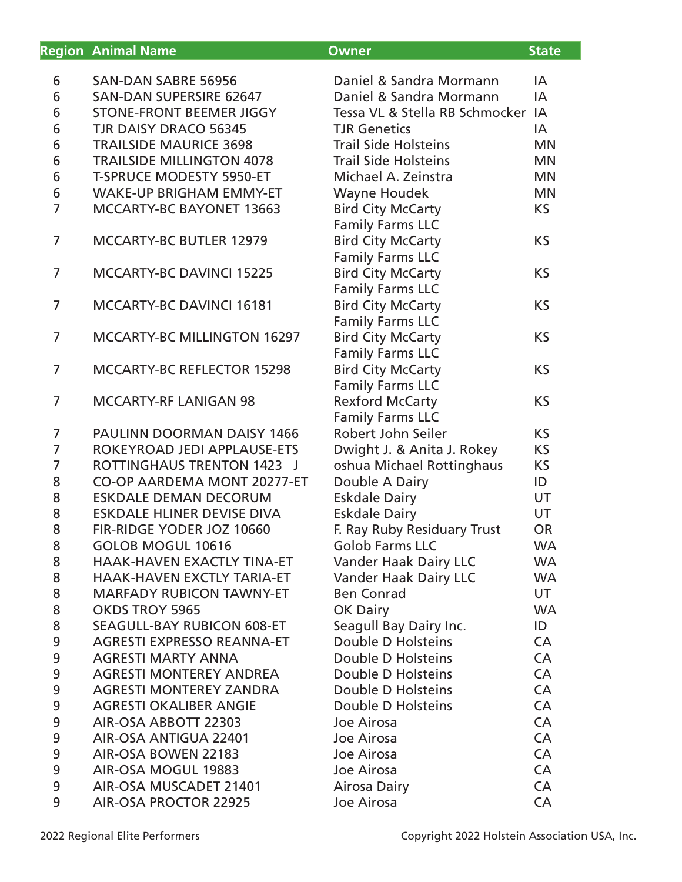| Region | Animal Name | Owner | State |
|---|---|---|---|
| 6 | SAN-DAN SABRE 56956 | Daniel & Sandra Mormann | IA |
| 6 | SAN-DAN SUPERSIRE 62647 | Daniel & Sandra Mormann | IA |
| 6 | STONE-FRONT BEEMER JIGGY | Tessa VL & Stella RB Schmocker | IA |
| 6 | TJR DAISY DRACO 56345 | TJR Genetics | IA |
| 6 | TRAILSIDE MAURICE 3698 | Trail Side Holsteins | MN |
| 6 | TRAILSIDE MILLINGTON 4078 | Trail Side Holsteins | MN |
| 6 | T-SPRUCE MODESTY 5950-ET | Michael A. Zeinstra | MN |
| 6 | WAKE-UP BRIGHAM EMMY-ET | Wayne Houdek | MN |
| 7 | MCCARTY-BC BAYONET 13663 | Bird City McCarty Family Farms LLC | KS |
| 7 | MCCARTY-BC BUTLER 12979 | Bird City McCarty Family Farms LLC | KS |
| 7 | MCCARTY-BC DAVINCI 15225 | Bird City McCarty Family Farms LLC | KS |
| 7 | MCCARTY-BC DAVINCI 16181 | Bird City McCarty Family Farms LLC | KS |
| 7 | MCCARTY-BC MILLINGTON 16297 | Bird City McCarty Family Farms LLC | KS |
| 7 | MCCARTY-BC REFLECTOR 15298 | Bird City McCarty Family Farms LLC | KS |
| 7 | MCCARTY-RF LANIGAN 98 | Rexford McCarty Family Farms LLC | KS |
| 7 | PAULINN DOORMAN DAISY 1466 | Robert John Seiler | KS |
| 7 | ROKEYROAD JEDI APPLAUSE-ETS | Dwight J. & Anita J. Rokey | KS |
| 7 | ROTTINGHAUS TRENTON 1423 J | oshua Michael Rottinghaus | KS |
| 8 | CO-OP AARDEMA MONT 20277-ET | Double A Dairy | ID |
| 8 | ESKDALE DEMAN DECORUM | Eskdale Dairy | UT |
| 8 | ESKDALE HLINER DEVISE DIVA | Eskdale Dairy | UT |
| 8 | FIR-RIDGE YODER JOZ 10660 | F. Ray Ruby Residuary Trust | OR |
| 8 | GOLOB MOGUL 10616 | Golob Farms LLC | WA |
| 8 | HAAK-HAVEN EXACTLY TINA-ET | Vander Haak Dairy LLC | WA |
| 8 | HAAK-HAVEN EXCTLY TARIA-ET | Vander Haak Dairy LLC | WA |
| 8 | MARFADY RUBICON TAWNY-ET | Ben Conrad | UT |
| 8 | OKDS TROY 5965 | OK Dairy | WA |
| 8 | SEAGULL-BAY RUBICON 608-ET | Seagull Bay Dairy Inc. | ID |
| 9 | AGRESTI EXPRESSO REANNA-ET | Double D Holsteins | CA |
| 9 | AGRESTI MARTY ANNA | Double D Holsteins | CA |
| 9 | AGRESTI MONTEREY ANDREA | Double D Holsteins | CA |
| 9 | AGRESTI MONTEREY ZANDRA | Double D Holsteins | CA |
| 9 | AGRESTI OKALIBER ANGIE | Double D Holsteins | CA |
| 9 | AIR-OSA ABBOTT 22303 | Joe Airosa | CA |
| 9 | AIR-OSA ANTIGUA 22401 | Joe Airosa | CA |
| 9 | AIR-OSA BOWEN 22183 | Joe Airosa | CA |
| 9 | AIR-OSA MOGUL 19883 | Joe Airosa | CA |
| 9 | AIR-OSA MUSCADET 21401 | Airosa Dairy | CA |
| 9 | AIR-OSA PROCTOR 22925 | Joe Airosa | CA |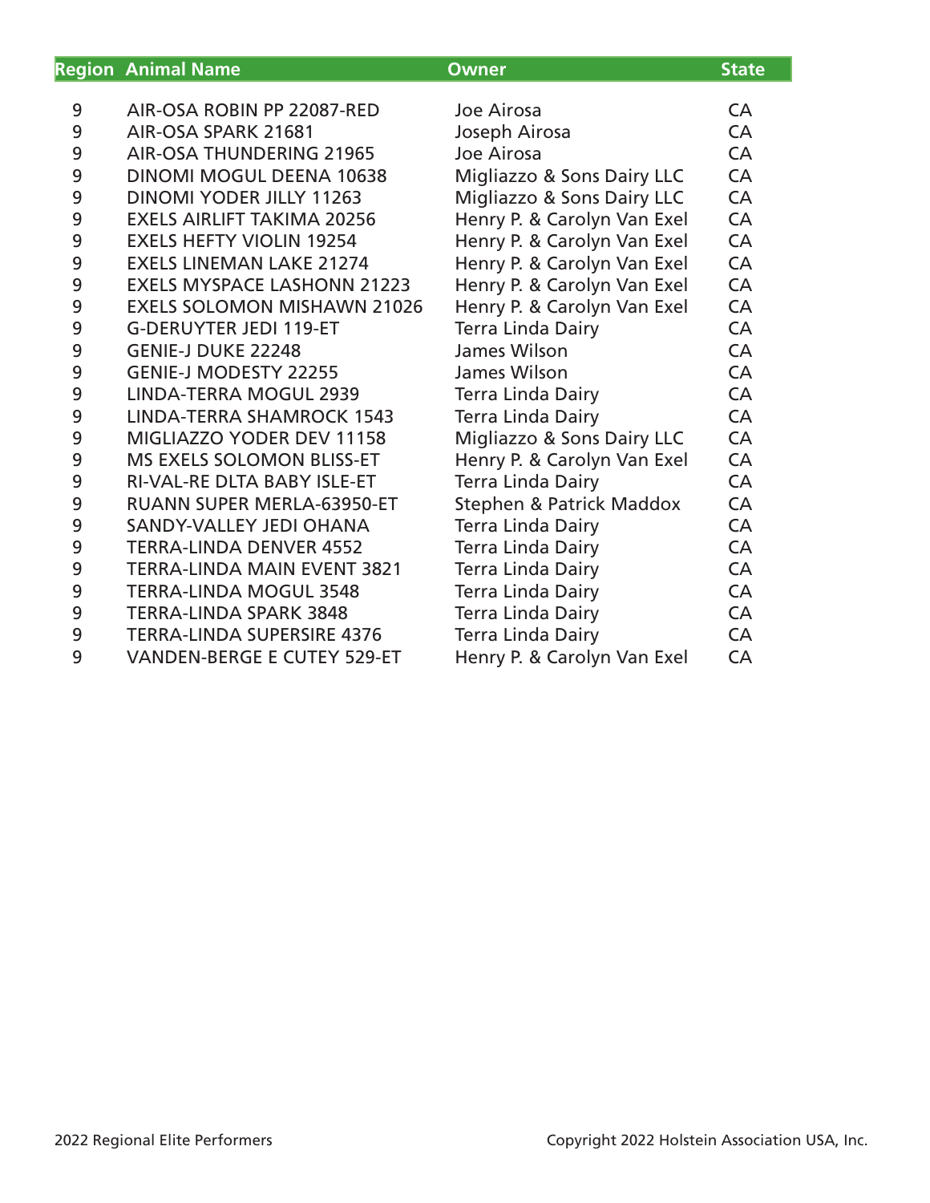| Region | Animal Name | Owner | State |
|---|---|---|---|
| 9 | AIR-OSA ROBIN PP 22087-RED | Joe Airosa | CA |
| 9 | AIR-OSA SPARK 21681 | Joseph Airosa | CA |
| 9 | AIR-OSA THUNDERING 21965 | Joe Airosa | CA |
| 9 | DINOMI MOGUL DEENA 10638 | Migliazzo & Sons Dairy LLC | CA |
| 9 | DINOMI YODER JILLY 11263 | Migliazzo & Sons Dairy LLC | CA |
| 9 | EXELS AIRLIFT TAKIMA 20256 | Henry P. & Carolyn Van Exel | CA |
| 9 | EXELS HEFTY VIOLIN 19254 | Henry P. & Carolyn Van Exel | CA |
| 9 | EXELS LINEMAN LAKE 21274 | Henry P. & Carolyn Van Exel | CA |
| 9 | EXELS MYSPACE LASHONN 21223 | Henry P. & Carolyn Van Exel | CA |
| 9 | EXELS SOLOMON MISHAWN 21026 | Henry P. & Carolyn Van Exel | CA |
| 9 | G-DERUYTER JEDI 119-ET | Terra Linda Dairy | CA |
| 9 | GENIE-J DUKE 22248 | James Wilson | CA |
| 9 | GENIE-J MODESTY 22255 | James Wilson | CA |
| 9 | LINDA-TERRA MOGUL 2939 | Terra Linda Dairy | CA |
| 9 | LINDA-TERRA SHAMROCK 1543 | Terra Linda Dairy | CA |
| 9 | MIGLIAZZO YODER DEV 11158 | Migliazzo & Sons Dairy LLC | CA |
| 9 | MS EXELS SOLOMON BLISS-ET | Henry P. & Carolyn Van Exel | CA |
| 9 | RI-VAL-RE DLTA BABY ISLE-ET | Terra Linda Dairy | CA |
| 9 | RUANN SUPER MERLA-63950-ET | Stephen & Patrick Maddox | CA |
| 9 | SANDY-VALLEY JEDI OHANA | Terra Linda Dairy | CA |
| 9 | TERRA-LINDA DENVER 4552 | Terra Linda Dairy | CA |
| 9 | TERRA-LINDA MAIN EVENT 3821 | Terra Linda Dairy | CA |
| 9 | TERRA-LINDA MOGUL 3548 | Terra Linda Dairy | CA |
| 9 | TERRA-LINDA SPARK 3848 | Terra Linda Dairy | CA |
| 9 | TERRA-LINDA SUPERSIRE 4376 | Terra Linda Dairy | CA |
| 9 | VANDEN-BERGE E CUTEY 529-ET | Henry P. & Carolyn Van Exel | CA |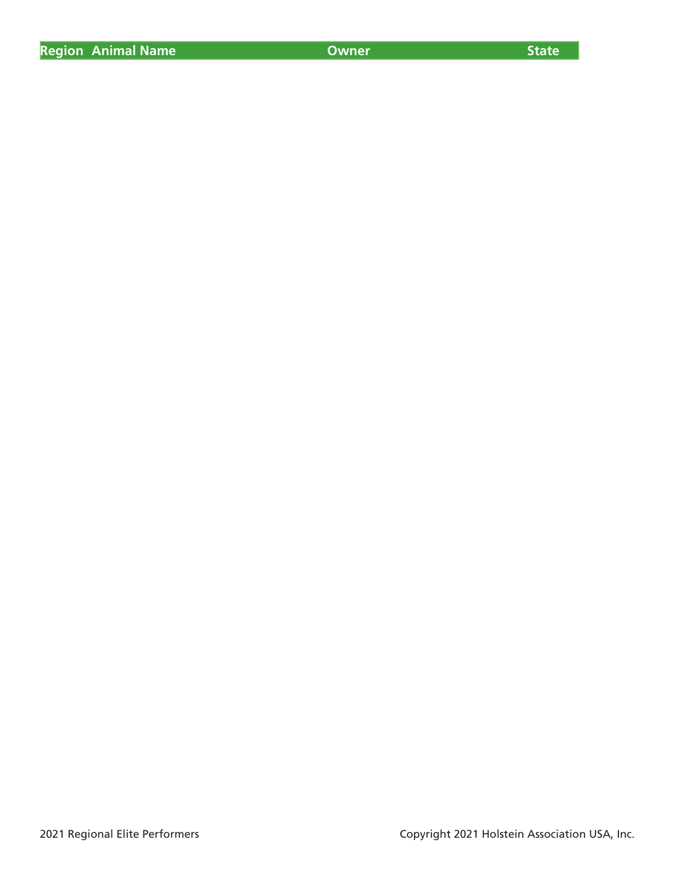| Region | Animal Name | Owner | State |
|---|---|---|---|